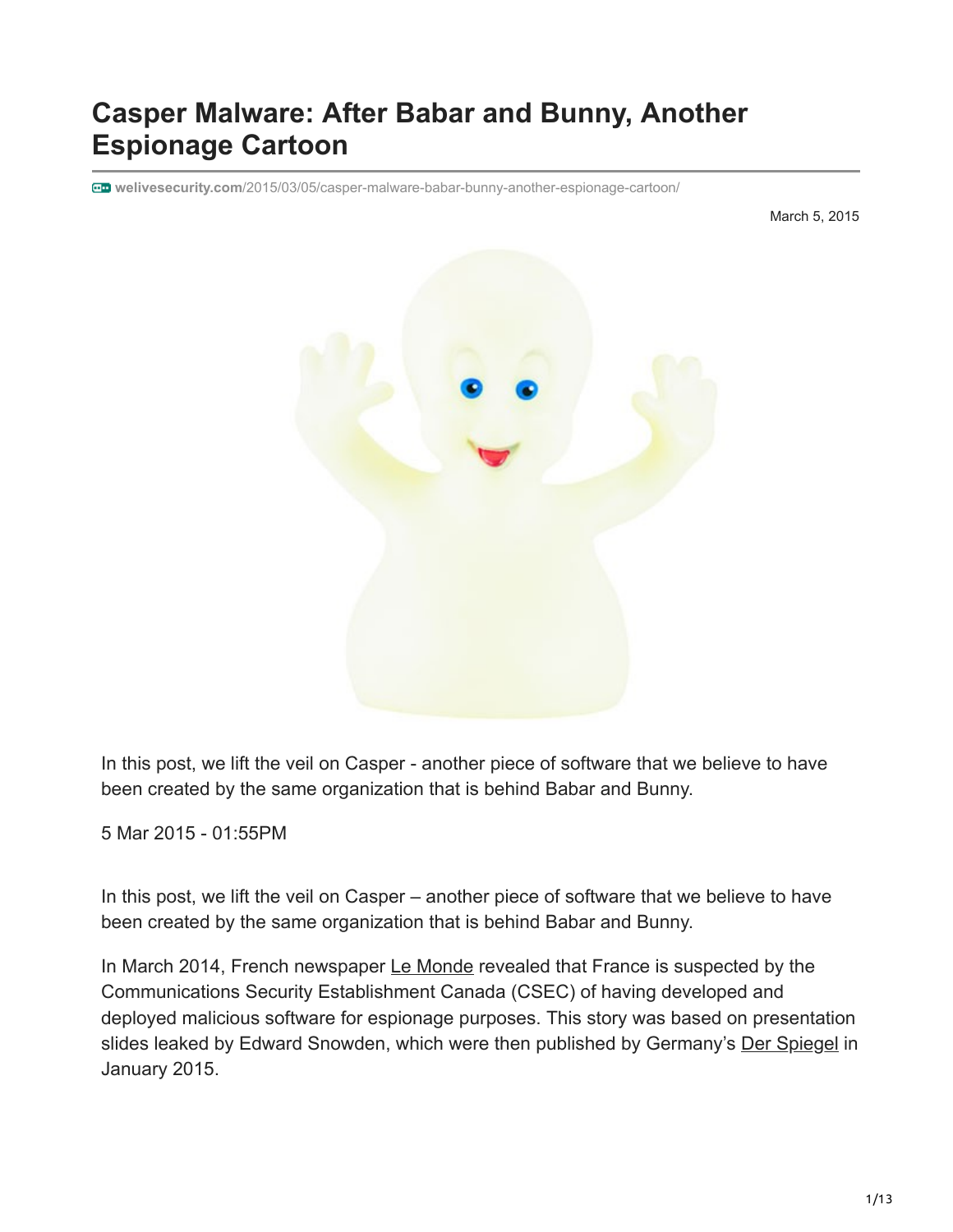# Casper Malware: After Babar and Bunny, Another Espionage Cartoon

welivesecurity.com/2015/03/05/casper-malware-babar-bunny-another-espionage-cartoon/

March 5, 2015

In this post, we lift the veil on Casper - another piece of software that we believe to have been created by the same organization that is behind Babar and Bunny.

5 Mar 2015 - 01:55PM

In this post, we lift the veil on Casper – another piece of software that we believe to have been created by the same organization that is behind Babar and Bunny.

In March 2014, French newspaper Le Monde revealed that France is suspected by the Communications Security Establishment Canada (CSEC) of having developed and deployed malicious software for espionage purposes. This story was based on presentation slides leaked by Edward Snowden, which were then published by Germany's Der Spiegel in January 2015.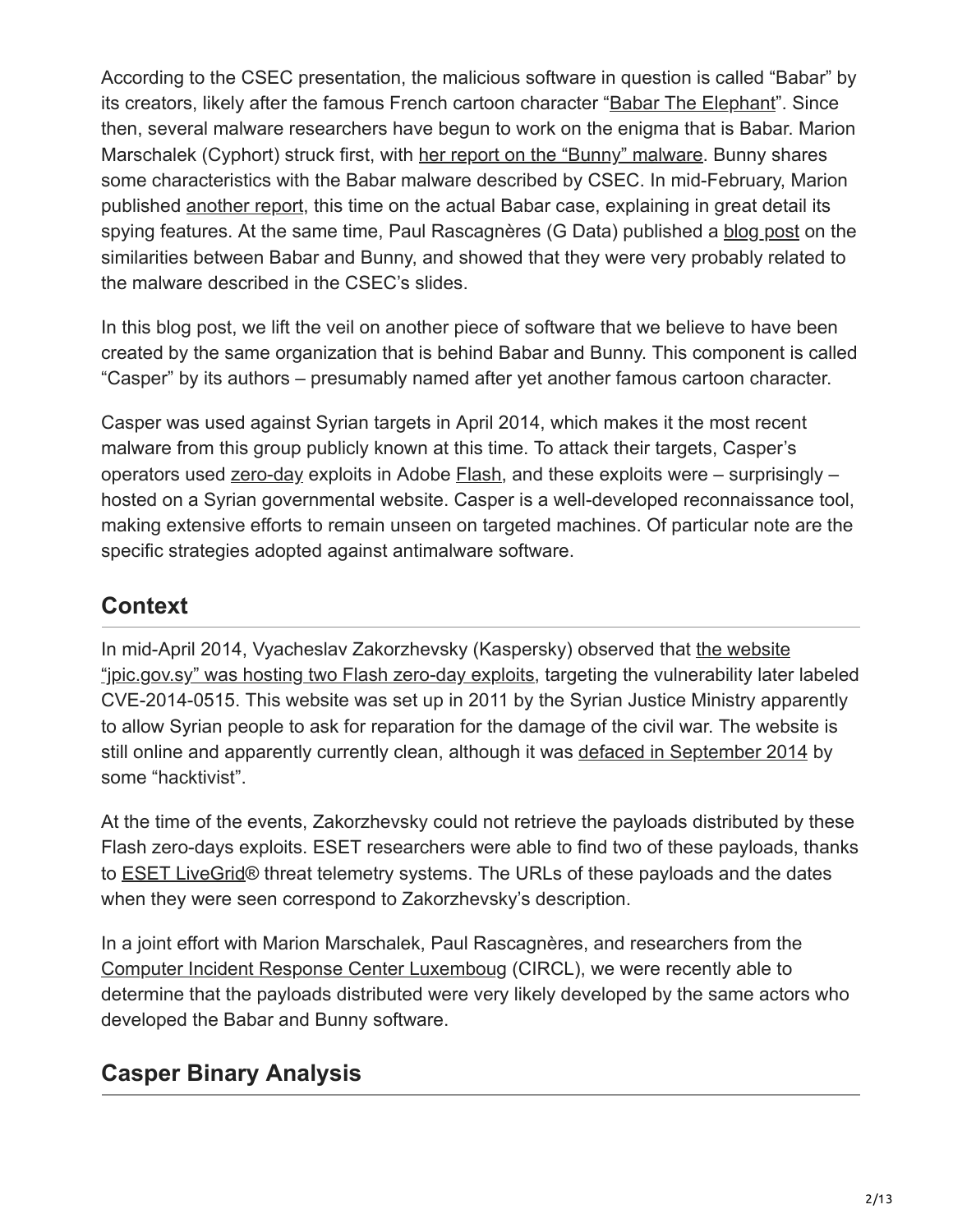According to the CSEC presentation, the malicious software in question is called "Babar" by its creators, likely after the famous French cartoon character "Babar The Elephant". Since then, several malware researchers have begun to work on the enigma that is Babar. Marion Marschalek (Cyphort) struck first, with her report on the "Bunny" malware. Bunny shares some characteristics with the Babar malware described by CSEC. In mid-February, Marion published another report, this time on the actual Babar case, explaining in great detail its spying features. At the same time, Paul Rascagnères (G Data) published a blog post on the similarities between Babar and Bunny, and showed that they were very probably related to the malware described in the CSEC's slides.

In this blog post, we lift the veil on another piece of software that we believe to have been created by the same organization that is behind Babar and Bunny. This component is called "Casper" by its authors – presumably named after yet another famous cartoon character.

Casper was used against Syrian targets in April 2014, which makes it the most recent malware from this group publicly known at this time. To attack their targets, Casper's operators used zero-day exploits in Adobe Flash, and these exploits were – surprisingly – hosted on a Syrian governmental website. Casper is a well-developed reconnaissance tool, making extensive efforts to remain unseen on targeted machines. Of particular note are the specific strategies adopted against antimalware software.

## Context

In mid-April 2014, Vyacheslav Zakorzhevsky (Kaspersky) observed that the website "jpic.gov.sy" was hosting two Flash zero-day exploits, targeting the vulnerability later labeled CVE-2014-0515. This website was set up in 2011 by the Syrian Justice Ministry apparently to allow Syrian people to ask for reparation for the damage of the civil war. The website is still online and apparently currently clean, although it was defaced in September 2014 by some "hacktivist".

At the time of the events, Zakorzhevsky could not retrieve the payloads distributed by these Flash zero-days exploits. ESET researchers were able to find two of these payloads, thanks to ESET LiveGrid® threat telemetry systems. The URLs of these payloads and the dates when they were seen correspond to Zakorzhevsky's description.

In a joint effort with Marion Marschalek, Paul Rascagnères, and researchers from the Computer Incident Response Center Luxemboug (CIRCL), we were recently able to determine that the payloads distributed were very likely developed by the same actors who developed the Babar and Bunny software.

## Casper Binary Analysis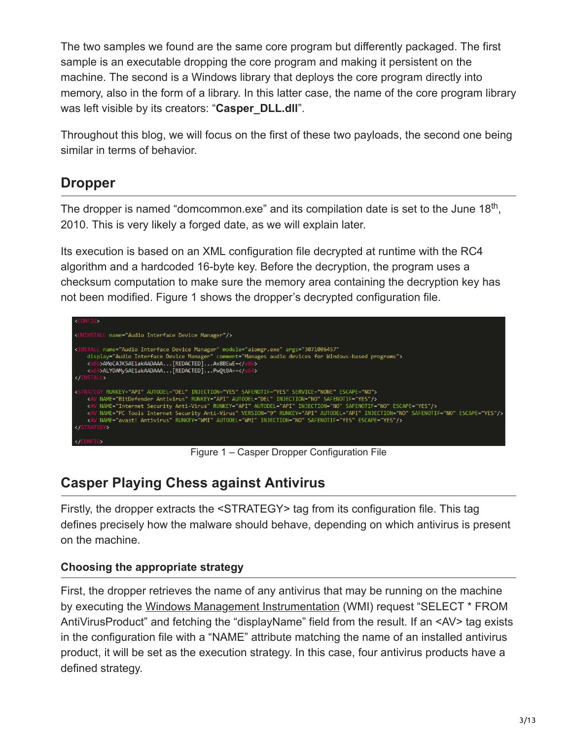The two samples we found are the same core program but differently packaged. The first sample is an executable dropping the core program and making it persistent on the machine. The second is a Windows library that deploys the core program directly into memory, also in the form of a library. In this latter case, the name of the core program library was left visible by its creators: "**Casper_DLL.dll**".

Throughout this blog, we will focus on the first of these two payloads, the second one being similar in terms of behavior.

## Dropper

The dropper is named "domcommon.exe" and its compilation date is set to the June 18th, 2010. This is very likely a forged date, as we will explain later.

Its execution is based on an XML configuration file decrypted at runtime with the RC4 algorithm and a hardcoded 16-byte key. Before the decryption, the program uses a checksum computation to make sure the memory area containing the decryption key has not been modified. Figure 1 shows the dropper's decrypted configuration file.

```
<CONFIG>

<UNINSTALL name="Audio Interface Device Manager"/>

<INSTALL name="Audio Interface Device Manager" module="aiomgr.exe" args="3071006457"
    display="Audio Interface Device Manager" comment="Manages audio devices for Windows-based programs">
    <x86>AMoCAJK5AE1akAADAAA...[REDACTED]...Ax8BEwE=</x86>
    <x64>ALYDAMy5AE1akAADAAA...[REDACTED]...PwQtBA==</x64>
</INSTALL>

<STRATEGY RUNKEY="API" AUTODEL="DEL" INJECTION="YES" SAFENOTIF="YES" SERVICE="NONE" ESCAPE="NO">
    <AV NAME="BitDefender Antivirus" RUNKEY="API" AUTODEL="DEL" INJECTION="NO" SAFENOTIF="YES"/>
    <AV NAME="Internet Security Anti-Virus" RUNKEY="API" AUTODEL="API" INJECTION="NO" SAFENOTIF="NO" ESCAPE="YES"/>
    <AV NAME="PC Tools Internet Security Anti-Virus" VERSION="9" RUNKEY="API" AUTODEL="API" INJECTION="NO" SAFENOTIF="NO" ESCAPE="YES"/>
    <AV NAME="avast! Antivirus" RUNKEY="WMI" AUTODEL="WMI" INJECTION="NO" SAFENOTIF="YES" ESCAPE="YES"/>
</STRATEGY>

</CONFIG>
```

Figure 1 – Casper Dropper Configuration File

## Casper Playing Chess against Antivirus

Firstly, the dropper extracts the <STRATEGY> tag from its configuration file. This tag defines precisely how the malware should behave, depending on which antivirus is present on the machine.

### Choosing the appropriate strategy

First, the dropper retrieves the name of any antivirus that may be running on the machine by executing the Windows Management Instrumentation (WMI) request "SELECT * FROM AntiVirusProduct" and fetching the "displayName" field from the result. If an <AV> tag exists in the configuration file with a "NAME" attribute matching the name of an installed antivirus product, it will be set as the execution strategy. In this case, four antivirus products have a defined strategy.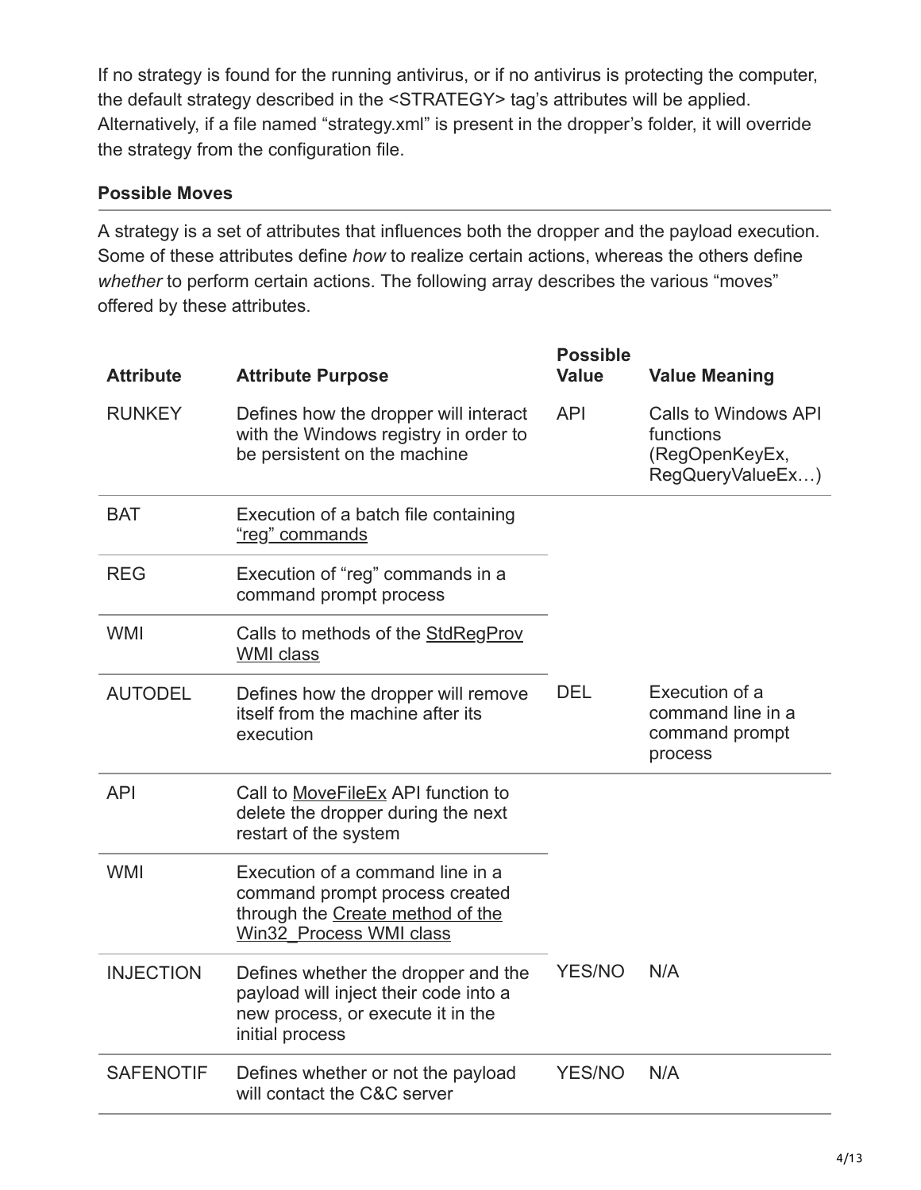If no strategy is found for the running antivirus, or if no antivirus is protecting the computer, the default strategy described in the <STRATEGY> tag's attributes will be applied. Alternatively, if a file named "strategy.xml" is present in the dropper's folder, it will override the strategy from the configuration file.

### Possible Moves

A strategy is a set of attributes that influences both the dropper and the payload execution. Some of these attributes define *how* to realize certain actions, whereas the others define *whether* to perform certain actions. The following array describes the various "moves" offered by these attributes.

| Attribute | Attribute Purpose | Possible Value | Value Meaning |
|---|---|---|---|
| RUNKEY | Defines how the dropper will interact with the Windows registry in order to be persistent on the machine | API | Calls to Windows API functions (RegOpenKeyEx, RegQueryValueEx…) |
| BAT | Execution of a batch file containing "reg" commands | | |
| REG | Execution of "reg" commands in a command prompt process | | |
| WMI | Calls to methods of the StdRegProv WMI class | | |
| AUTODEL | Defines how the dropper will remove itself from the machine after its execution | DEL | Execution of a command line in a command prompt process |
| API | Call to MoveFileEx API function to delete the dropper during the next restart of the system | | |
| WMI | Execution of a command line in a command prompt process created through the Create method of the Win32_Process WMI class | | |
| INJECTION | Defines whether the dropper and the payload will inject their code into a new process, or execute it in the initial process | YES/NO | N/A |
| SAFENOTIF | Defines whether or not the payload will contact the C&C server | YES/NO | N/A |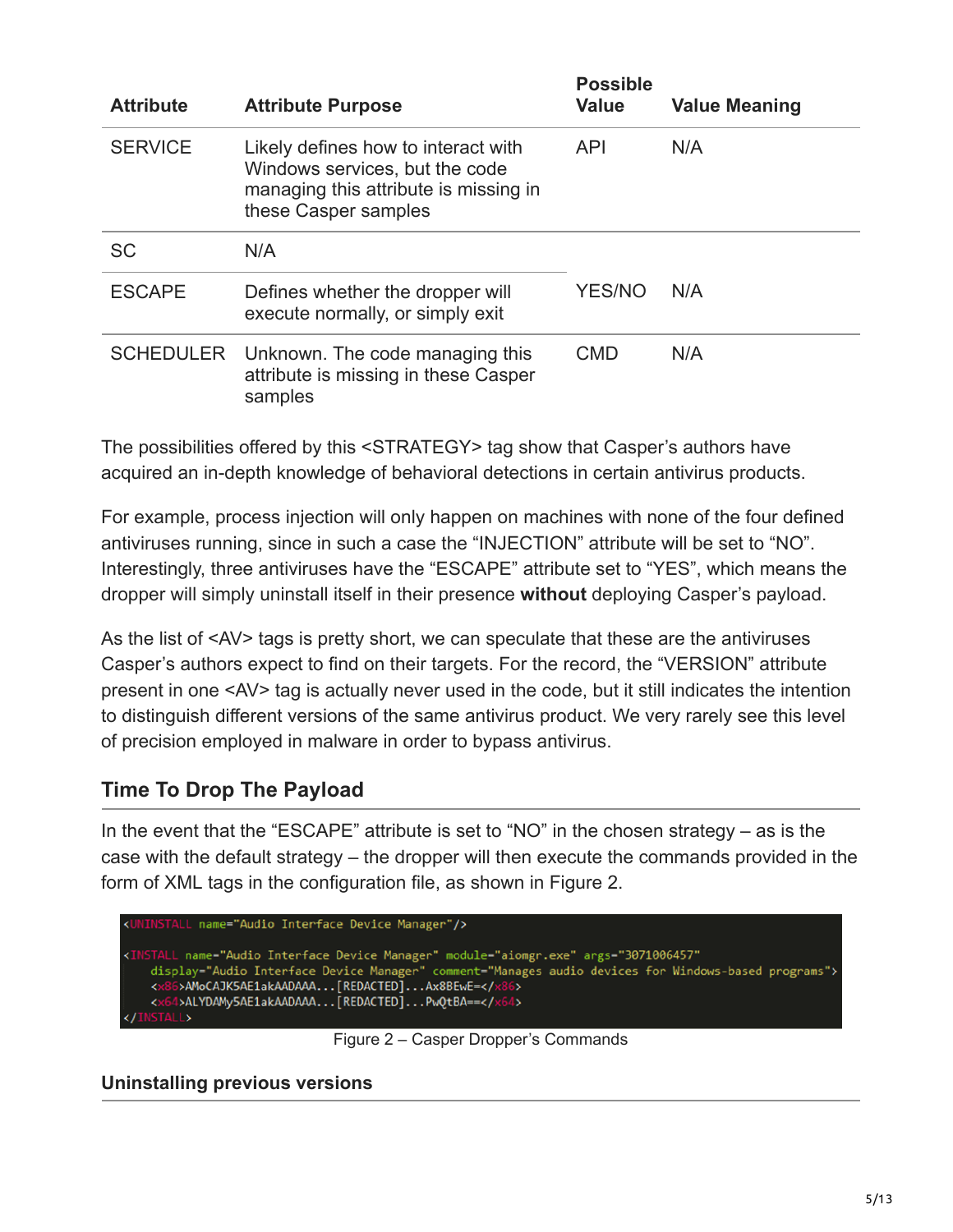| Attribute | Attribute Purpose | Possible Value | Value Meaning |
|---|---|---|---|
| SERVICE | Likely defines how to interact with Windows services, but the code managing this attribute is missing in these Casper samples | API | N/A |
| SC | N/A | YES/NO | N/A |
| ESCAPE | Defines whether the dropper will execute normally, or simply exit | | |
| SCHEDULER | Unknown. The code managing this attribute is missing in these Casper samples | CMD | N/A |

The possibilities offered by this <STRATEGY> tag show that Casper's authors have acquired an in-depth knowledge of behavioral detections in certain antivirus products.

For example, process injection will only happen on machines with none of the four defined antiviruses running, since in such a case the "INJECTION" attribute will be set to "NO". Interestingly, three antiviruses have the "ESCAPE" attribute set to "YES", which means the dropper will simply uninstall itself in their presence **without** deploying Casper's payload.

As the list of <AV> tags is pretty short, we can speculate that these are the antiviruses Casper's authors expect to find on their targets. For the record, the "VERSION" attribute present in one <AV> tag is actually never used in the code, but it still indicates the intention to distinguish different versions of the same antivirus product. We very rarely see this level of precision employed in malware in order to bypass antivirus.

## Time To Drop The Payload

In the event that the "ESCAPE" attribute is set to "NO" in the chosen strategy – as is the case with the default strategy – the dropper will then execute the commands provided in the form of XML tags in the configuration file, as shown in Figure 2.

```
<UNINSTALL name="Audio Interface Device Manager"/>

<INSTALL name="Audio Interface Device Manager" module="aiomgr.exe" args="3071006457"
    display="Audio Interface Device Manager" comment="Manages audio devices for Windows-based programs">
    <x86>AMoCAJK5AE1akAADAAA...[REDACTED]...Ax8BEwE=</x86>
    <x64>ALYDAMy5AE1akAADAAA...[REDACTED]...PwQtBA==</x64>
</INSTALL>
```

Figure 2 – Casper Dropper's Commands

### Uninstalling previous versions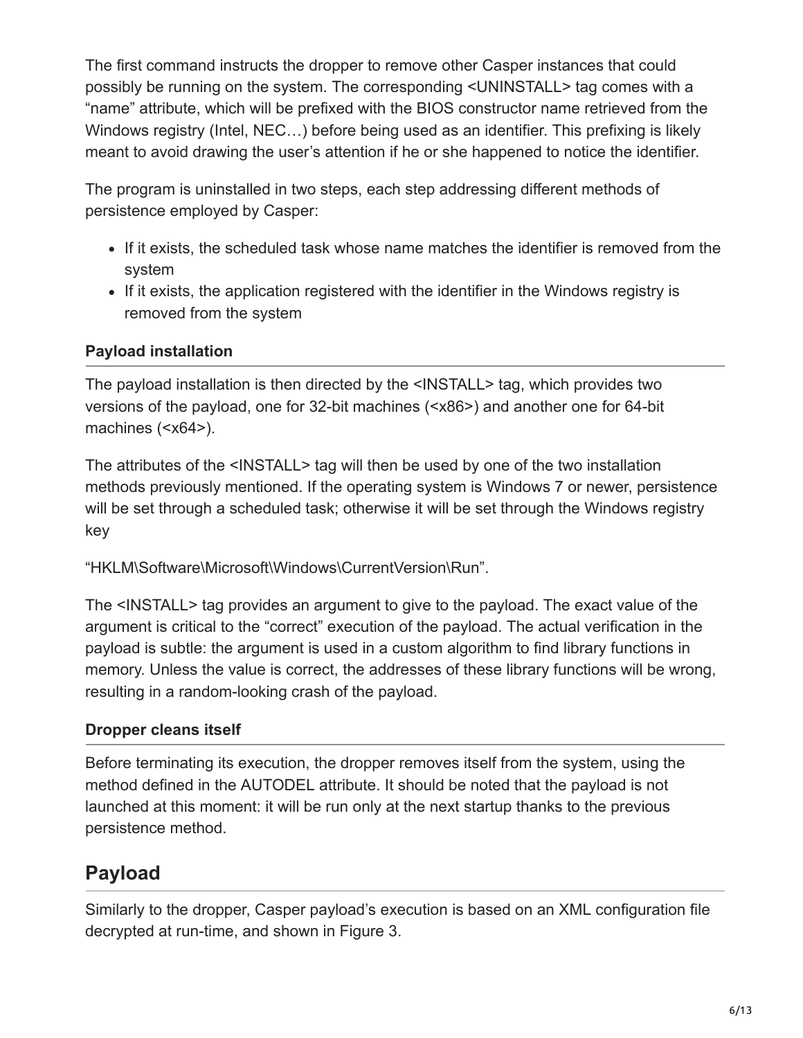The first command instructs the dropper to remove other Casper instances that could possibly be running on the system. The corresponding <UNINSTALL> tag comes with a "name" attribute, which will be prefixed with the BIOS constructor name retrieved from the Windows registry (Intel, NEC…) before being used as an identifier. This prefixing is likely meant to avoid drawing the user's attention if he or she happened to notice the identifier.

The program is uninstalled in two steps, each step addressing different methods of persistence employed by Casper:

- If it exists, the scheduled task whose name matches the identifier is removed from the system
- If it exists, the application registered with the identifier in the Windows registry is removed from the system

### Payload installation

The payload installation is then directed by the <INSTALL> tag, which provides two versions of the payload, one for 32-bit machines (<x86>) and another one for 64-bit machines (<x64>).

The attributes of the <INSTALL> tag will then be used by one of the two installation methods previously mentioned. If the operating system is Windows 7 or newer, persistence will be set through a scheduled task; otherwise it will be set through the Windows registry key

"HKLM\Software\Microsoft\Windows\CurrentVersion\Run".

The <INSTALL> tag provides an argument to give to the payload. The exact value of the argument is critical to the "correct" execution of the payload. The actual verification in the payload is subtle: the argument is used in a custom algorithm to find library functions in memory. Unless the value is correct, the addresses of these library functions will be wrong, resulting in a random-looking crash of the payload.

### Dropper cleans itself

Before terminating its execution, the dropper removes itself from the system, using the method defined in the AUTODEL attribute. It should be noted that the payload is not launched at this moment: it will be run only at the next startup thanks to the previous persistence method.

## Payload

Similarly to the dropper, Casper payload's execution is based on an XML configuration file decrypted at run-time, and shown in Figure 3.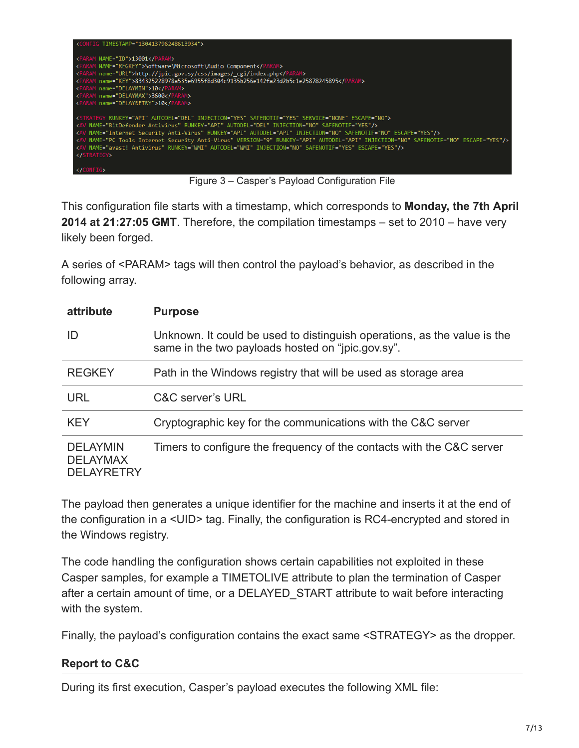```
<CONFIG TIMESTAMP="130413796248613934">

<PARAM NAME="ID">13001</PARAM>
<PARAM NAME="REGKEY">Software\Microsoft\Audio Component</PARAM>
<PARAM name="URL">http://jpic.gov.sy/css/images/_cgi/index.php</PARAM>
<PARAM name="KEY">834325228978a535e6955f8d304c9135b256e142fa23d2b5c1e25878245895</PARAM>
<PARAM name="DELAYMIN">10</PARAM>
<PARAM name="DELAYMAX">3600</PARAM>
<PARAM name="DELAYRETRY">10</PARAM>

<STRATEGY RUNKEY="API" AUTODEL="DEL" INJECTION="YES" SAFENOTIF="YES" SERVICE="NONE" ESCAPE="NO">
<AV NAME="BitDefender Antivirus" RUNKEY="API" AUTODEL="DEL" INJECTION="NO" SAFENOTIF="YES"/>
<AV NAME="Internet Security Anti-Virus" RUNKEY="API" AUTODEL="API" INJECTION="NO" SAFENOTIF="NO" ESCAPE="YES"/>
<AV NAME="PC Tools Internet Security Anti-Virus" VERSION="9" RUNKEY="API" AUTODEL="API" INJECTION="NO" SAFENOTIF="NO" ESCAPE="YES"/>
<AV NAME="avast! Antivirus" RUNKEY="WMI" AUTODEL="WMI" INJECTION="NO" SAFENOTIF="YES" ESCAPE="YES"/>
</STRATEGY>

</CONFIG>
```

Figure 3 – Casper's Payload Configuration File

This configuration file starts with a timestamp, which corresponds to **Monday, the 7th April 2014 at 21:27:05 GMT**. Therefore, the compilation timestamps – set to 2010 – have very likely been forged.

A series of <PARAM> tags will then control the payload's behavior, as described in the following array.

| attribute | Purpose |
|---|---|
| ID | Unknown. It could be used to distinguish operations, as the value is the same in the two payloads hosted on "jpic.gov.sy". |
| REGKEY | Path in the Windows registry that will be used as storage area |
| URL | C&C server's URL |
| KEY | Cryptographic key for the communications with the C&C server |
| DELAYMIN DELAYMAX DELAYRETRY | Timers to configure the frequency of the contacts with the C&C server |

The payload then generates a unique identifier for the machine and inserts it at the end of the configuration in a <UID> tag. Finally, the configuration is RC4-encrypted and stored in the Windows registry.

The code handling the configuration shows certain capabilities not exploited in these Casper samples, for example a TIMETOLIVE attribute to plan the termination of Casper after a certain amount of time, or a DELAYED_START attribute to wait before interacting with the system.

Finally, the payload's configuration contains the exact same <STRATEGY> as the dropper.

### Report to C&C

During its first execution, Casper's payload executes the following XML file: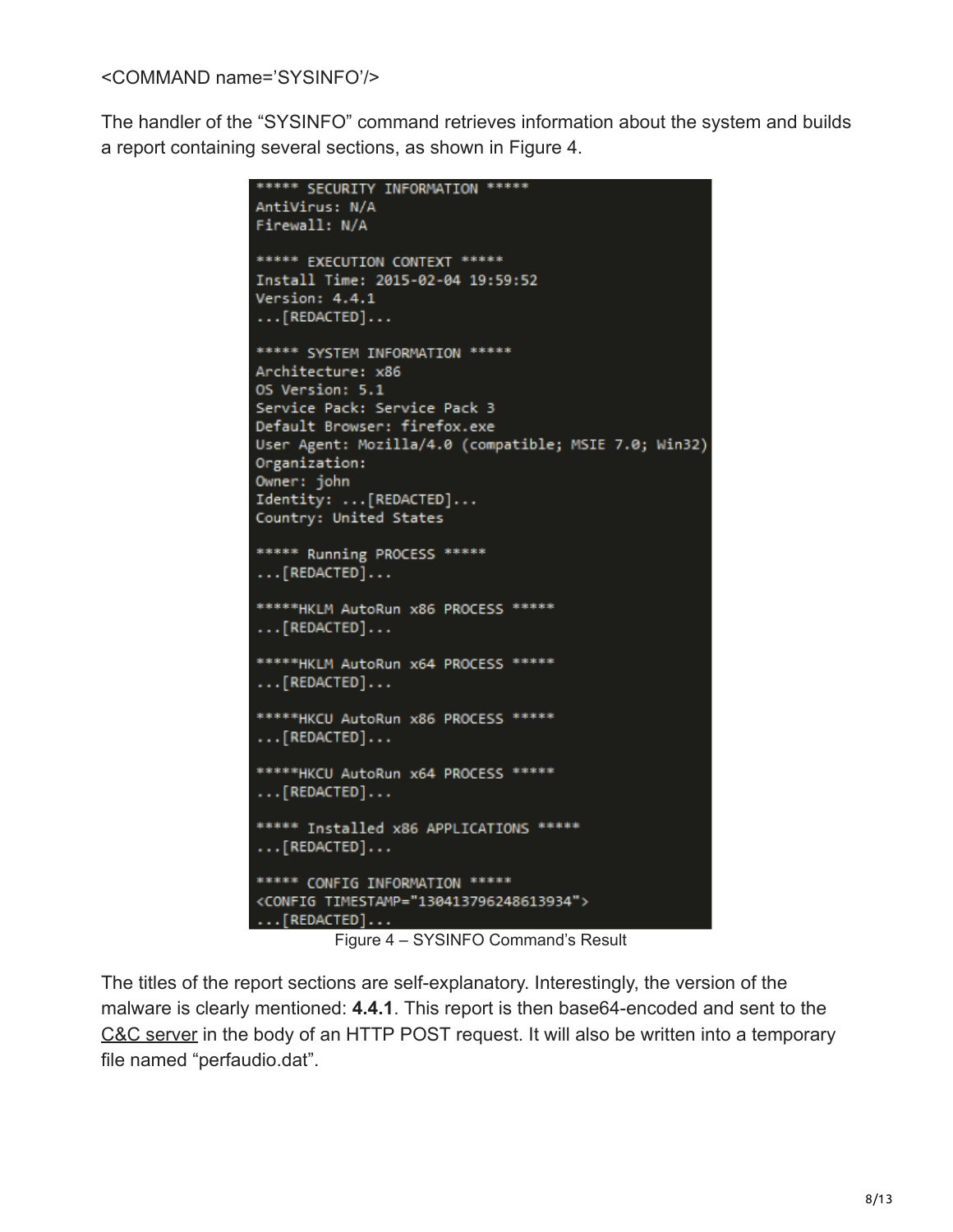<COMMAND name='SYSINFO'/>

The handler of the "SYSINFO" command retrieves information about the system and builds a report containing several sections, as shown in Figure 4.

```
***** SECURITY INFORMATION *****
AntiVirus: N/A
Firewall: N/A

***** EXECUTION CONTEXT *****
Install Time: 2015-02-04 19:59:52
Version: 4.4.1
...[REDACTED]...

***** SYSTEM INFORMATION *****
Architecture: x86
OS Version: 5.1
Service Pack: Service Pack 3
Default Browser: firefox.exe
User Agent: Mozilla/4.0 (compatible; MSIE 7.0; Win32)
Organization:
Owner: john
Identity: ...[REDACTED]...
Country: United States

***** Running PROCESS *****
...[REDACTED]...

*****HKLM AutoRun x86 PROCESS *****
...[REDACTED]...

*****HKLM AutoRun x64 PROCESS *****
...[REDACTED]...

*****HKCU AutoRun x86 PROCESS *****
...[REDACTED]...

*****HKCU AutoRun x64 PROCESS *****
...[REDACTED]...

***** Installed x86 APPLICATIONS *****
...[REDACTED]...

***** CONFIG INFORMATION *****
<CONFIG TIMESTAMP="130413796248613934">
...[REDACTED]...
```

Figure 4 – SYSINFO Command's Result

The titles of the report sections are self-explanatory. Interestingly, the version of the malware is clearly mentioned: **4.4.1**. This report is then base64-encoded and sent to the C&C server in the body of an HTTP POST request. It will also be written into a temporary file named "perfaudio.dat".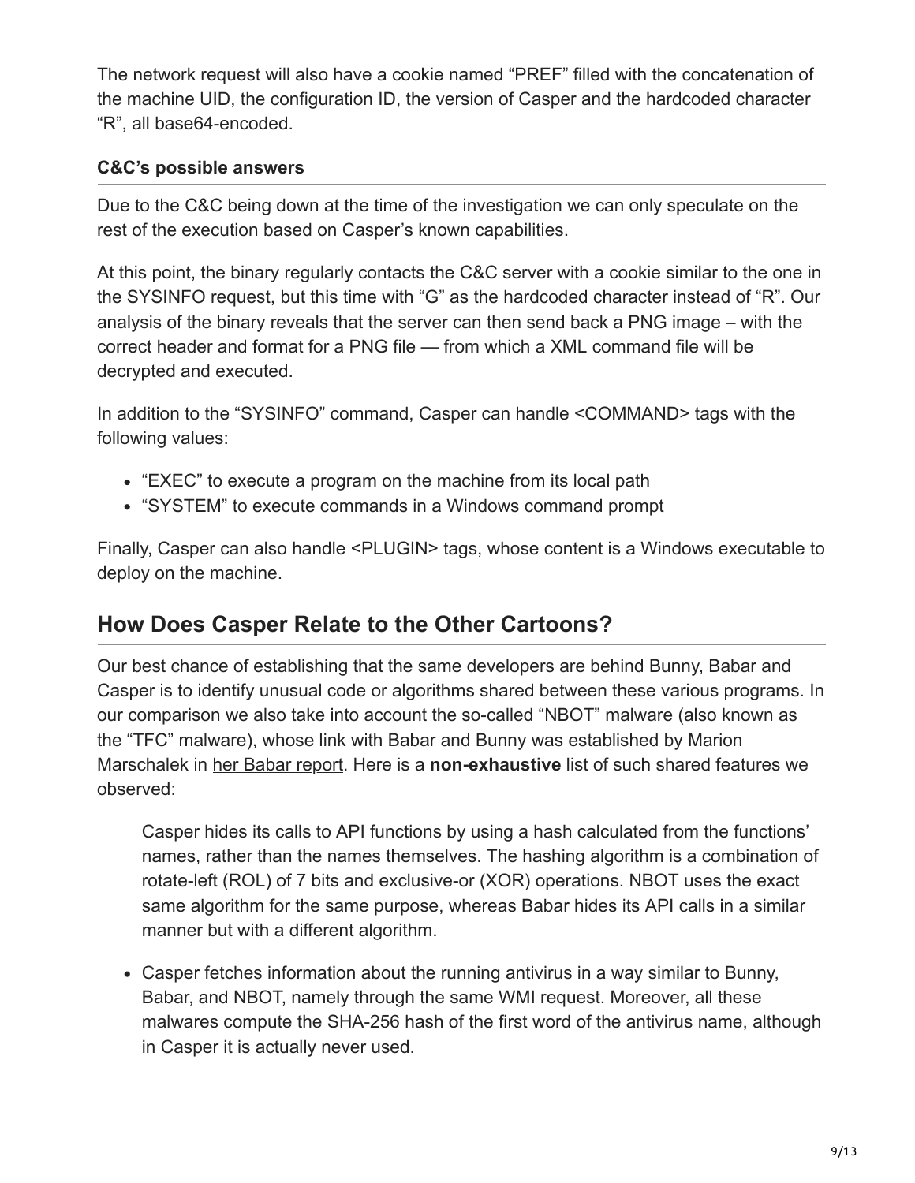The network request will also have a cookie named “PREF” filled with the concatenation of the machine UID, the configuration ID, the version of Casper and the hardcoded character “R”, all base64-encoded.

### C&C’s possible answers

Due to the C&C being down at the time of the investigation we can only speculate on the rest of the execution based on Casper’s known capabilities.

At this point, the binary regularly contacts the C&C server with a cookie similar to the one in the SYSINFO request, but this time with “G” as the hardcoded character instead of “R”. Our analysis of the binary reveals that the server can then send back a PNG image – with the correct header and format for a PNG file — from which a XML command file will be decrypted and executed.

In addition to the “SYSINFO” command, Casper can handle <COMMAND> tags with the following values:

- “EXEC” to execute a program on the machine from its local path
- “SYSTEM” to execute commands in a Windows command prompt

Finally, Casper can also handle <PLUGIN> tags, whose content is a Windows executable to deploy on the machine.

## How Does Casper Relate to the Other Cartoons?

Our best chance of establishing that the same developers are behind Bunny, Babar and Casper is to identify unusual code or algorithms shared between these various programs. In our comparison we also take into account the so-called “NBOT” malware (also known as the “TFC” malware), whose link with Babar and Bunny was established by Marion Marschalek in her Babar report. Here is a **non-exhaustive** list of such shared features we observed:

> Casper hides its calls to API functions by using a hash calculated from the functions’ names, rather than the names themselves. The hashing algorithm is a combination of rotate-left (ROL) of 7 bits and exclusive-or (XOR) operations. NBOT uses the exact same algorithm for the same purpose, whereas Babar hides its API calls in a similar manner but with a different algorithm.

- Casper fetches information about the running antivirus in a way similar to Bunny, Babar, and NBOT, namely through the same WMI request. Moreover, all these malwares compute the SHA-256 hash of the first word of the antivirus name, although in Casper it is actually never used.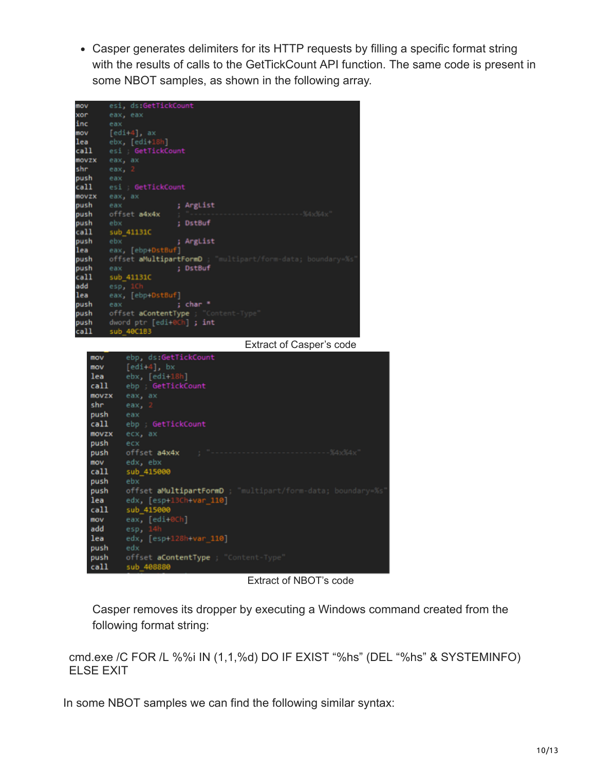- Casper generates delimiters for its HTTP requests by filling a specific format string with the results of calls to the GetTickCount API function. The same code is present in some NBOT samples, as shown in the following array.

```
mov     esi, ds:GetTickCount
xor     eax, eax
inc     eax
mov     [edi+4], ax
lea     ebx, [edi+18h]
call    esi ; GetTickCount
movzx   eax, ax
shr     eax, 2
push    eax
call    esi ; GetTickCount
movzx   eax, ax
push    eax             ; ArgList
push    offset a4x4x    ; "---------------------------%4x%4x"
push    ebx             ; DstBuf
call    sub_41131C
push    ebx             ; ArgList
lea     eax, [ebp+DstBuf]
push    offset aMultipartFormD ; "multipart/form-data; boundary=%s"
push    eax             ; DstBuf
call    sub_41131C
add     esp, 1Ch
lea     eax, [ebp+DstBuf]
push    eax             ; char *
push    offset aContentType ; "Content-Type"
push    dword ptr [edi+0Ch] ; int
call    sub_40C1B3
```

Extract of Casper's code

```
mov     ebp, ds:GetTickCount
mov     [edi+4], bx
lea     ebx, [edi+18h]
call    ebp ; GetTickCount
movzx   eax, ax
shr     eax, 2
push    eax
call    ebp ; GetTickCount
movzx   ecx, ax
push    ecx
push    offset a4x4x    ; "---------------------------%4x%4x"
mov     edx, ebx
call    sub_415000
push    ebx
push    offset aMultipartFormD ; "multipart/form-data; boundary=%s"
lea     edx, [esp+13Ch+var_110]
call    sub_415000
mov     eax, [edi+0Ch]
add     esp, 14h
lea     edx, [esp+128h+var_110]
push    edx
push    offset aContentType ; "Content-Type"
call    sub_408880
```

Extract of NBOT's code

Casper removes its dropper by executing a Windows command created from the following format string:

cmd.exe /C FOR /L %%i IN (1,1,%d) DO IF EXIST "%hs" (DEL "%hs" & SYSTEMINFO) ELSE EXIT

In some NBOT samples we can find the following similar syntax: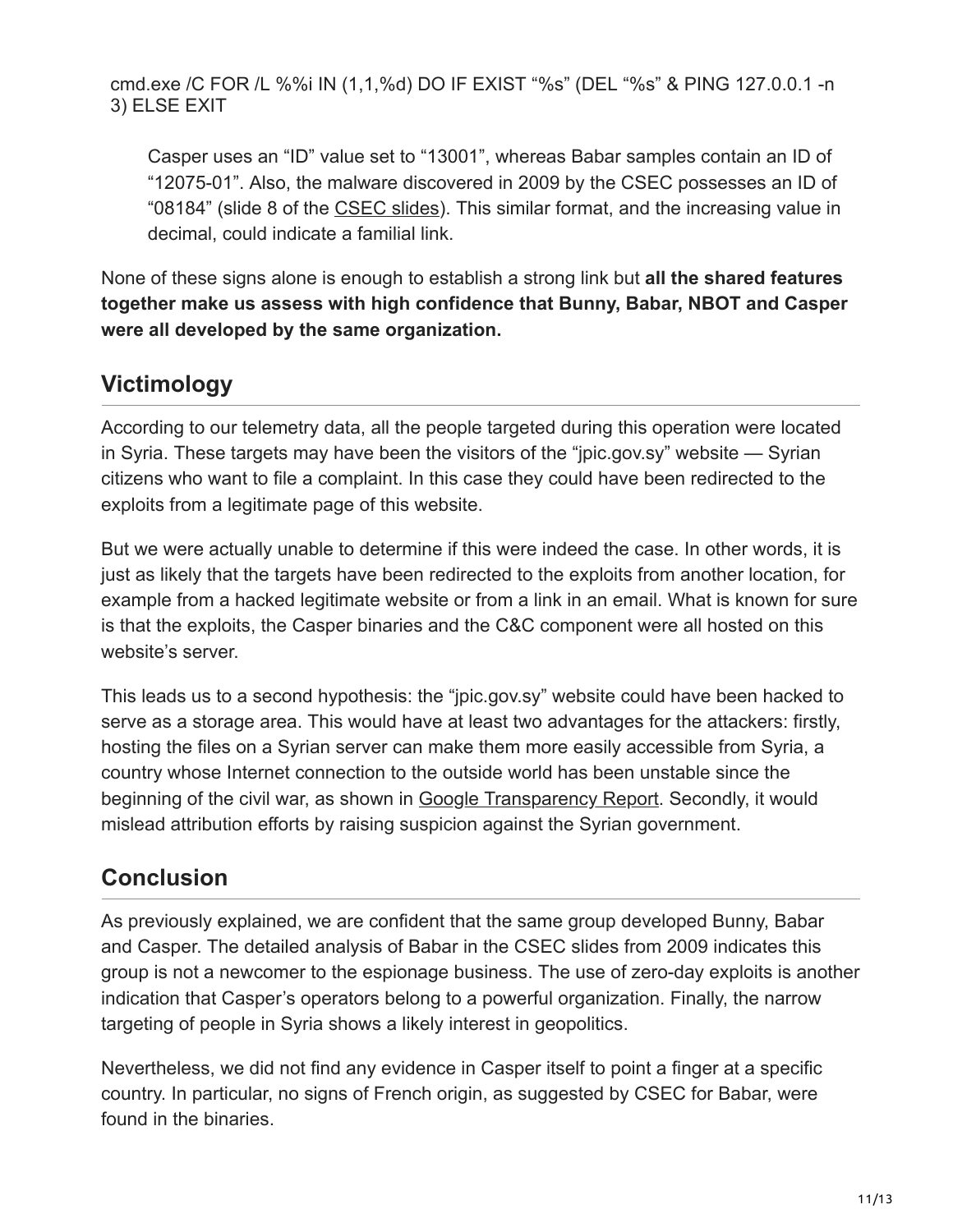```
cmd.exe /C FOR /L %%i IN (1,1,%d) DO IF EXIST “%s” (DEL “%s” & PING 127.0.0.1 -n 3) ELSE EXIT
```

> Casper uses an “ID” value set to “13001”, whereas Babar samples contain an ID of “12075-01”. Also, the malware discovered in 2009 by the CSEC possesses an ID of “08184” (slide 8 of the CSEC slides). This similar format, and the increasing value in decimal, could indicate a familial link.

None of these signs alone is enough to establish a strong link but **all the shared features together make us assess with high confidence that Bunny, Babar, NBOT and Casper were all developed by the same organization.**

## Victimology

According to our telemetry data, all the people targeted during this operation were located in Syria. These targets may have been the visitors of the “jpic.gov.sy” website — Syrian citizens who want to file a complaint. In this case they could have been redirected to the exploits from a legitimate page of this website.

But we were actually unable to determine if this were indeed the case. In other words, it is just as likely that the targets have been redirected to the exploits from another location, for example from a hacked legitimate website or from a link in an email. What is known for sure is that the exploits, the Casper binaries and the C&C component were all hosted on this website’s server.

This leads us to a second hypothesis: the “jpic.gov.sy” website could have been hacked to serve as a storage area. This would have at least two advantages for the attackers: firstly, hosting the files on a Syrian server can make them more easily accessible from Syria, a country whose Internet connection to the outside world has been unstable since the beginning of the civil war, as shown in Google Transparency Report. Secondly, it would mislead attribution efforts by raising suspicion against the Syrian government.

## Conclusion

As previously explained, we are confident that the same group developed Bunny, Babar and Casper. The detailed analysis of Babar in the CSEC slides from 2009 indicates this group is not a newcomer to the espionage business. The use of zero-day exploits is another indication that Casper’s operators belong to a powerful organization. Finally, the narrow targeting of people in Syria shows a likely interest in geopolitics.

Nevertheless, we did not find any evidence in Casper itself to point a finger at a specific country. In particular, no signs of French origin, as suggested by CSEC for Babar, were found in the binaries.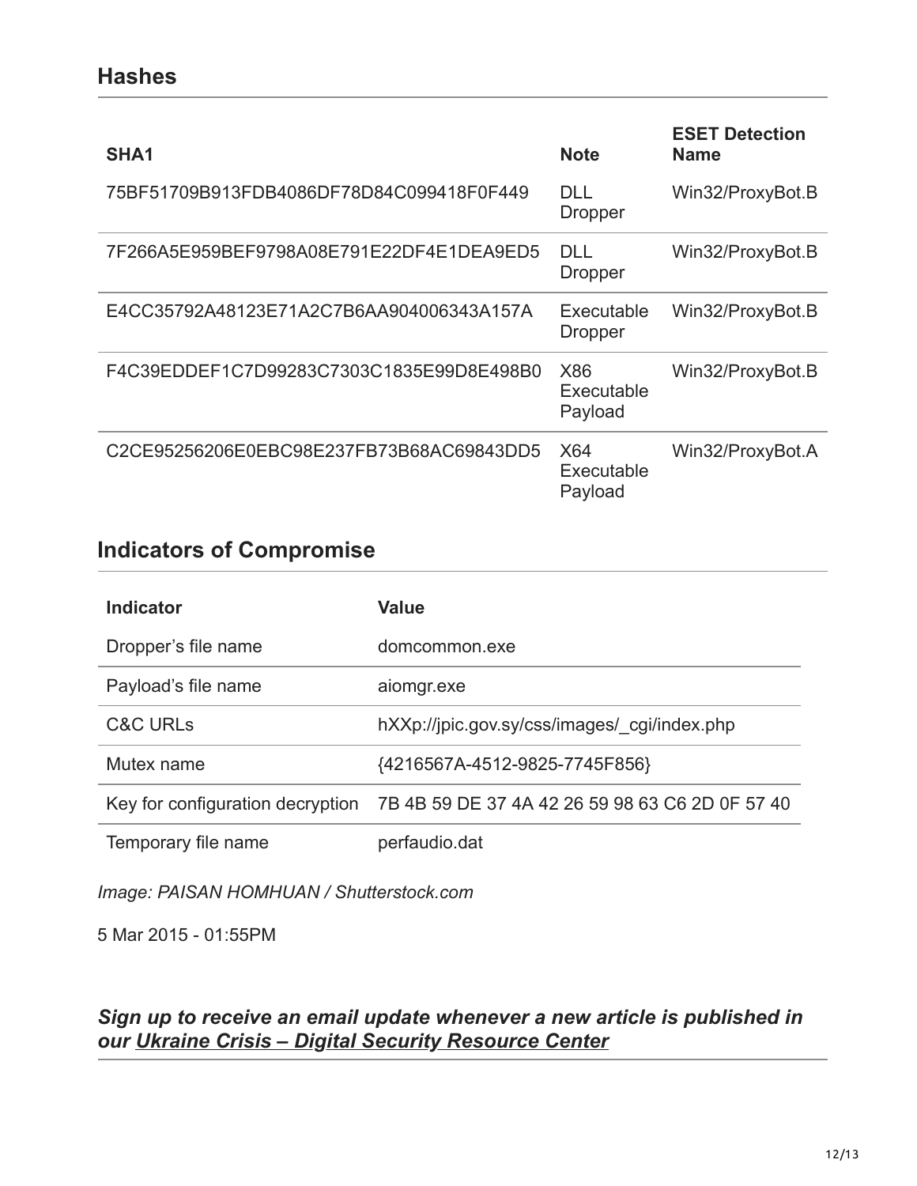## Hashes

| SHA1 | Note | ESET Detection Name |
| --- | --- | --- |
| 75BF51709B913FDB4086DF78D84C099418F0F449 | DLL Dropper | Win32/ProxyBot.B |
| 7F266A5E959BEF9798A08E791E22DF4E1DEA9ED5 | DLL Dropper | Win32/ProxyBot.B |
| E4CC35792A48123E71A2C7B6AA904006343A157A | Executable Dropper | Win32/ProxyBot.B |
| F4C39EDDEF1C7D99283C7303C1835E99D8E498B0 | X86 Executable Payload | Win32/ProxyBot.B |
| C2CE95256206E0EBC98E237FB73B68AC69843DD5 | X64 Executable Payload | Win32/ProxyBot.A |

## Indicators of Compromise

| Indicator | Value |
| --- | --- |
| Dropper's file name | domcommon.exe |
| Payload's file name | aiomgr.exe |
| C&C URLs | hXXp://jpic.gov.sy/css/images/_cgi/index.php |
| Mutex name | {4216567A-4512-9825-7745F856} |
| Key for configuration decryption | 7B 4B 59 DE 37 4A 42 26 59 98 63 C6 2D 0F 57 40 |
| Temporary file name | perfaudio.dat |

*Image: PAISAN HOMHUAN / Shutterstock.com*

5 Mar 2015 - 01:55PM

### *Sign up to receive an email update whenever a new article is published in our Ukraine Crisis – Digital Security Resource Center*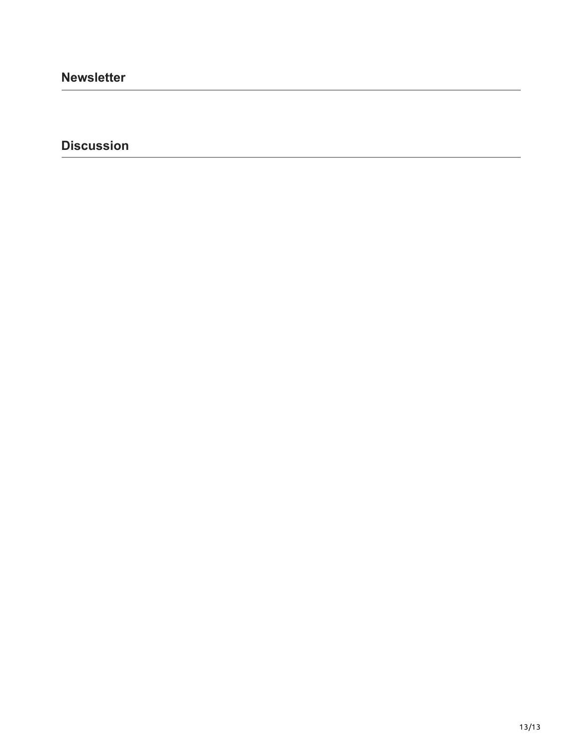## Newsletter

## Discussion